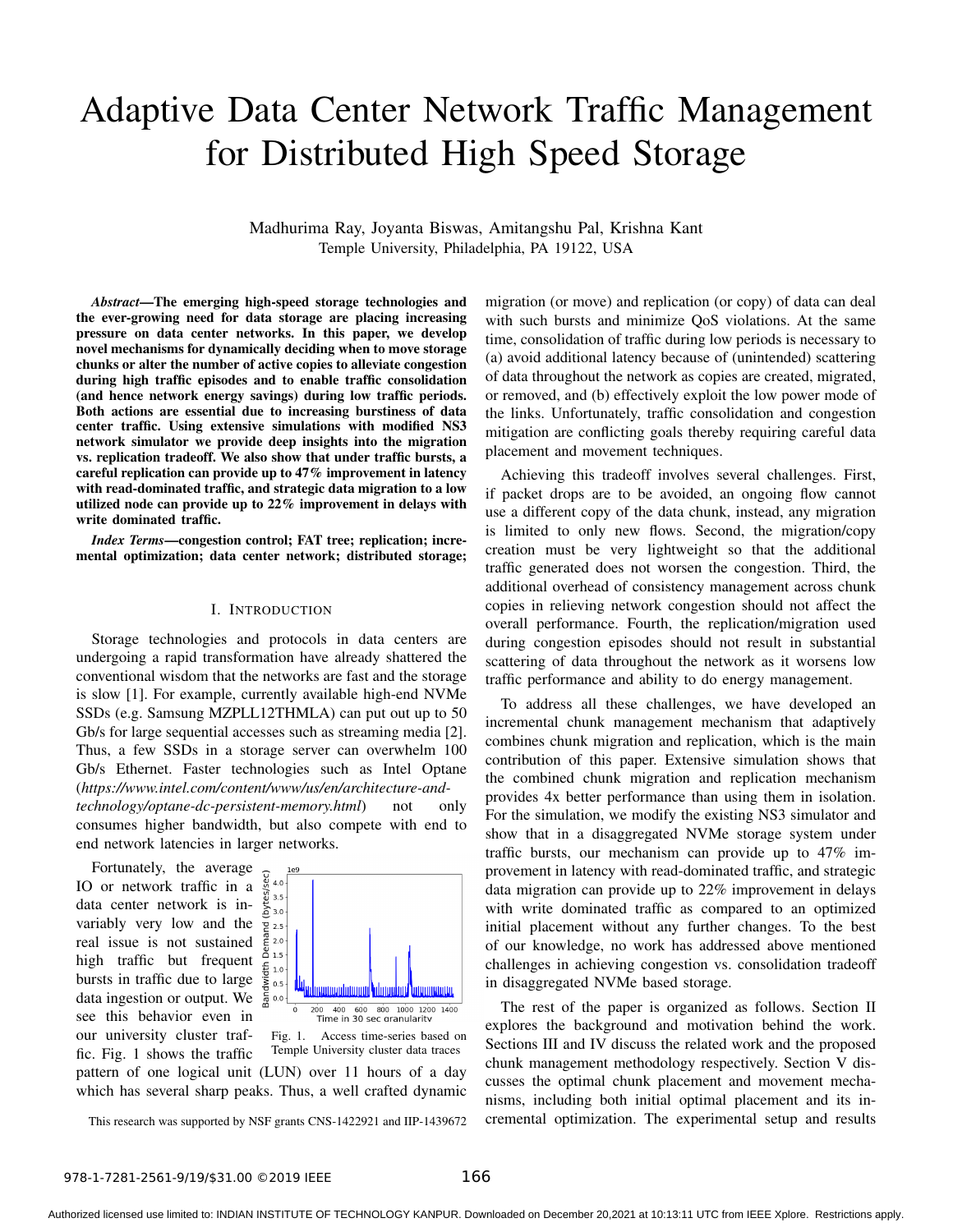# Adaptive Data Center Network Traffic Management for Distributed High Speed Storage

Madhurima Ray, Joyanta Biswas, Amitangshu Pal, Krishna Kant
Temple University, Philadelphia, PA 19122, USA

***Abstract*—The emerging high-speed storage technologies and the ever-growing need for data storage are placing increasing pressure on data center networks. In this paper, we develop novel mechanisms for dynamically deciding when to move storage chunks or alter the number of active copies to alleviate congestion during high traffic episodes and to enable traffic consolidation (and hence network energy savings) during low traffic periods. Both actions are essential due to increasing burstiness of data center traffic. Using extensive simulations with modified NS3 network simulator we provide deep insights into the migration vs. replication tradeoff. We also show that under traffic bursts, a careful replication can provide up to 47% improvement in latency with read-dominated traffic, and strategic data migration to a low utilized node can provide up to 22% improvement in delays with write dominated traffic.**

***Index Terms*—congestion control; FAT tree; replication; incremental optimization; data center network; distributed storage;**

## I. Introduction

Storage technologies and protocols in data centers are undergoing a rapid transformation have already shattered the conventional wisdom that the networks are fast and the storage is slow [1]. For example, currently available high-end NVMe SSDs (e.g. Samsung MZPLL12THMLA) can put out up to 50 Gb/s for large sequential accesses such as streaming media [2]. Thus, a few SSDs in a storage server can overwhelm 100 Gb/s Ethernet. Faster technologies such as Intel Optane (*https://www.intel.com/content/www/us/en/architecture-and-technology/optane-dc-persistent-memory.html*) not only consumes higher bandwidth, but also compete with end to end network latencies in larger networks.

Fortunately, the average IO or network traffic in a data center network is invariably very low and the real issue is not sustained high traffic but frequent bursts in traffic due to large data ingestion or output. We see this behavior even in our university cluster traffic. Fig. 1 shows the traffic pattern of one logical unit (LUN) over 11 hours of a day which has several sharp peaks. Thus, a well crafted dynamic migration (or move) and replication (or copy) of data can deal with such bursts and minimize QoS violations. At the same time, consolidation of traffic during low periods is necessary to (a) avoid additional latency because of (unintended) scattering of data throughout the network as copies are created, migrated, or removed, and (b) effectively exploit the low power mode of the links. Unfortunately, traffic consolidation and congestion mitigation are conflicting goals thereby requiring careful data placement and movement techniques.

Fig. 1. Access time-series based on Temple University cluster data traces

Achieving this tradeoff involves several challenges. First, if packet drops are to be avoided, an ongoing flow cannot use a different copy of the data chunk, instead, any migration is limited to only new flows. Second, the migration/copy creation must be very lightweight so that the additional traffic generated does not worsen the congestion. Third, the additional overhead of consistency management across chunk copies in relieving network congestion should not affect the overall performance. Fourth, the replication/migration used during congestion episodes should not result in substantial scattering of data throughout the network as it worsens low traffic performance and ability to do energy management.

To address all these challenges, we have developed an incremental chunk management mechanism that adaptively combines chunk migration and replication, which is the main contribution of this paper. Extensive simulation shows that the combined chunk migration and replication mechanism provides 4x better performance than using them in isolation. For the simulation, we modify the existing NS3 simulator and show that in a disaggregated NVMe storage system under traffic bursts, our mechanism can provide up to 47% improvement in latency with read-dominated traffic, and strategic data migration can provide up to 22% improvement in delays with write dominated traffic as compared to an optimized initial placement without any further changes. To the best of our knowledge, no work has addressed above mentioned challenges in achieving congestion vs. consolidation tradeoff in disaggregated NVMe based storage.

The rest of the paper is organized as follows. Section II explores the background and motivation behind the work. Sections III and IV discuss the related work and the proposed chunk management methodology respectively. Section V discusses the optimal chunk placement and movement mechanisms, including both initial optimal placement and its incremental optimization. The experimental setup and results

This research was supported by NSF grants CNS-1422921 and IIP-1439672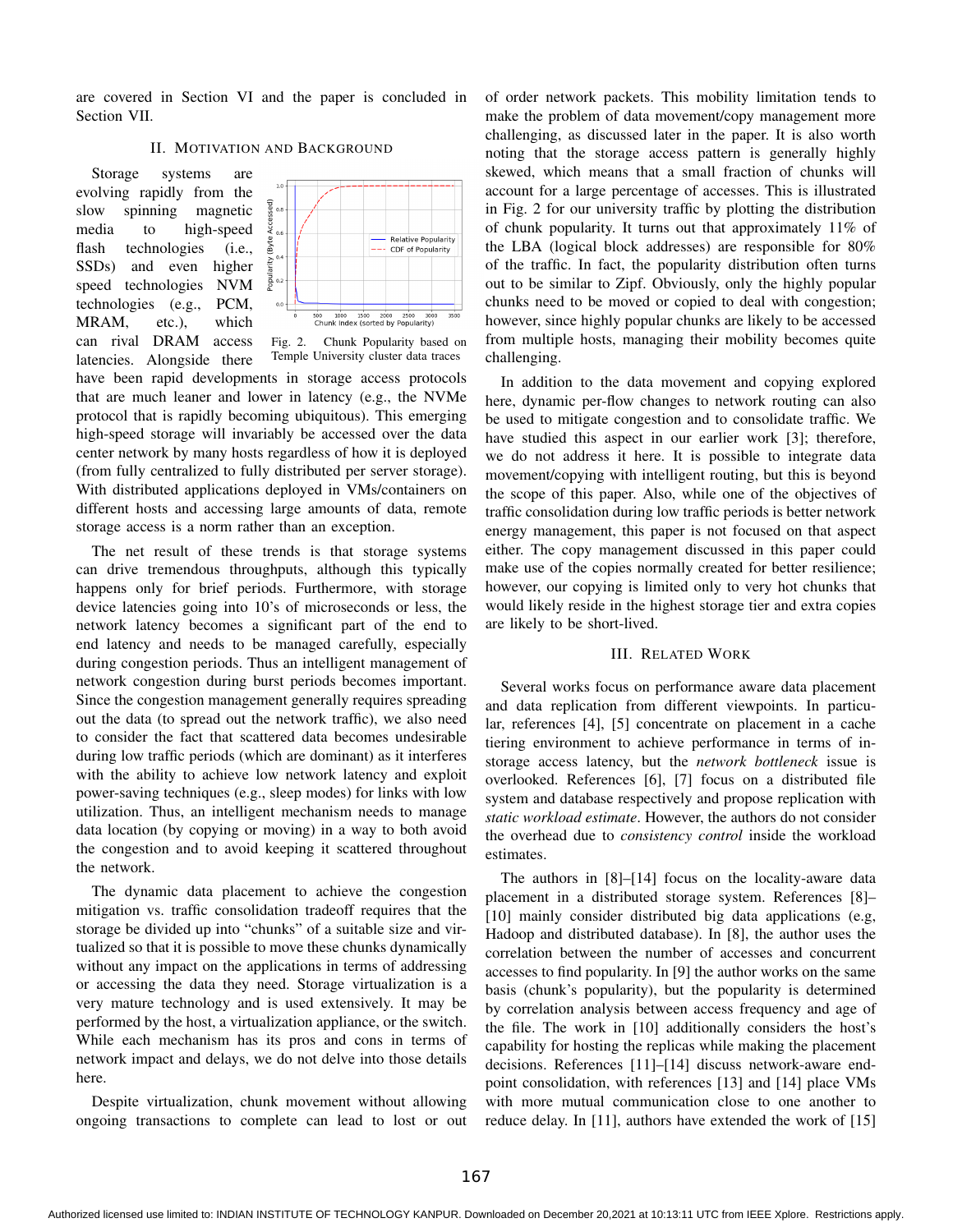are covered in Section VI and the paper is concluded in Section VII.

## II. Motivation and Background

Storage systems are evolving rapidly from the slow spinning magnetic media to high-speed flash technologies (i.e., SSDs) and even higher speed technologies NVM technologies (e.g., PCM, MRAM, etc.), which can rival DRAM access latencies. Alongside there have been rapid developments in storage access protocols that are much leaner and lower in latency (e.g., the NVMe protocol that is rapidly becoming ubiquitous). This emerging high-speed storage will invariably be accessed over the data center network by many hosts regardless of how it is deployed (from fully centralized to fully distributed per server storage). With distributed applications deployed in VMs/containers on different hosts and accessing large amounts of data, remote storage access is a norm rather than an exception.

Fig. 2. Chunk Popularity based on Temple University cluster data traces

The net result of these trends is that storage systems can drive tremendous throughputs, although this typically happens only for brief periods. Furthermore, with storage device latencies going into 10's of microseconds or less, the network latency becomes a significant part of the end to end latency and needs to be managed carefully, especially during congestion periods. Thus an intelligent management of network congestion during burst periods becomes important. Since the congestion management generally requires spreading out the data (to spread out the network traffic), we also need to consider the fact that scattered data becomes undesirable during low traffic periods (which are dominant) as it interferes with the ability to achieve low network latency and exploit power-saving techniques (e.g., sleep modes) for links with low utilization. Thus, an intelligent mechanism needs to manage data location (by copying or moving) in a way to both avoid the congestion and to avoid keeping it scattered throughout the network.

The dynamic data placement to achieve the congestion mitigation vs. traffic consolidation tradeoff requires that the storage be divided up into "chunks" of a suitable size and virtualized so that it is possible to move these chunks dynamically without any impact on the applications in terms of addressing or accessing the data they need. Storage virtualization is a very mature technology and is used extensively. It may be performed by the host, a virtualization appliance, or the switch. While each mechanism has its pros and cons in terms of network impact and delays, we do not delve into those details here.

Despite virtualization, chunk movement without allowing ongoing transactions to complete can lead to lost or out of order network packets. This mobility limitation tends to make the problem of data movement/copy management more challenging, as discussed later in the paper. It is also worth noting that the storage access pattern is generally highly skewed, which means that a small fraction of chunks will account for a large percentage of accesses. This is illustrated in Fig. 2 for our university traffic by plotting the distribution of chunk popularity. It turns out that approximately 11% of the LBA (logical block addresses) are responsible for 80% of the traffic. In fact, the popularity distribution often turns out to be similar to Zipf. Obviously, only the highly popular chunks need to be moved or copied to deal with congestion; however, since highly popular chunks are likely to be accessed from multiple hosts, managing their mobility becomes quite challenging.

In addition to the data movement and copying explored here, dynamic per-flow changes to network routing can also be used to mitigate congestion and to consolidate traffic. We have studied this aspect in our earlier work [3]; therefore, we do not address it here. It is possible to integrate data movement/copying with intelligent routing, but this is beyond the scope of this paper. Also, while one of the objectives of traffic consolidation during low traffic periods is better network energy management, this paper is not focused on that aspect either. The copy management discussed in this paper could make use of the copies normally created for better resilience; however, our copying is limited only to very hot chunks that would likely reside in the highest storage tier and extra copies are likely to be short-lived.

## III. Related Work

Several works focus on performance aware data placement and data replication from different viewpoints. In particular, references [4], [5] concentrate on placement in a cache tiering environment to achieve performance in terms of in-storage access latency, but the *network bottleneck* issue is overlooked. References [6], [7] focus on a distributed file system and database respectively and propose replication with *static workload estimate*. However, the authors do not consider the overhead due to *consistency control* inside the workload estimates.

The authors in [8]–[14] focus on the locality-aware data placement in a distributed storage system. References [8]–[10] mainly consider distributed big data applications (e.g, Hadoop and distributed database). In [8], the author uses the correlation between the number of accesses and concurrent accesses to find popularity. In [9] the author works on the same basis (chunk's popularity), but the popularity is determined by correlation analysis between access frequency and age of the file. The work in [10] additionally considers the host's capability for hosting the replicas while making the placement decisions. References [11]–[14] discuss network-aware endpoint consolidation, with references [13] and [14] place VMs with more mutual communication close to one another to reduce delay. In [11], authors have extended the work of [15]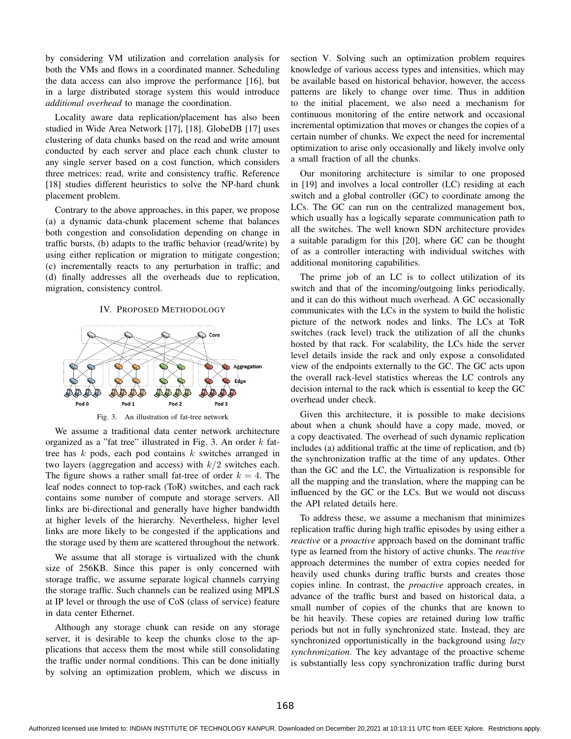by considering VM utilization and correlation analysis for both the VMs and flows in a coordinated manner. Scheduling the data access can also improve the performance [16], but in a large distributed storage system this would introduce *additional overhead* to manage the coordination.

Locality aware data replication/placement has also been studied in Wide Area Network [17], [18]. GlobeDB [17] uses clustering of data chunks based on the read and write amount conducted by each server and place each chunk cluster to any single server based on a cost function, which considers three metrices: read, write and consistency traffic. Reference [18] studies different heuristics to solve the NP-hard chunk placement problem.

Contrary to the above approaches, in this paper, we propose (a) a dynamic data-chunk placement scheme that balances both congestion and consolidation depending on change in traffic bursts, (b) adapts to the traffic behavior (read/write) by using either replication or migration to mitigate congestion; (c) incrementally reacts to any perturbation in traffic; and (d) finally addresses all the overheads due to replication, migration, consistency control.

## IV. Proposed Methodology

Fig. 3. An illustration of fat-tree network

We assume a traditional data center network architecture organized as a "fat tree" illustrated in Fig. 3. An order $k$ fat-tree has $k$ pods, each pod contains $k$ switches arranged in two layers (aggregation and access) with $k/2$ switches each. The figure shows a rather small fat-tree of order $k = 4$. The leaf nodes connect to top-rack (ToR) switches, and each rack contains some number of compute and storage servers. All links are bi-directional and generally have higher bandwidth at higher levels of the hierarchy. Nevertheless, higher level links are more likely to be congested if the applications and the storage used by them are scattered throughout the network.

We assume that all storage is virtualized with the chunk size of 256KB. Since this paper is only concerned with storage traffic, we assume separate logical channels carrying the storage traffic. Such channels can be realized using MPLS at IP level or through the use of CoS (class of service) feature in data center Ethernet.

Although any storage chunk can reside on any storage server, it is desirable to keep the chunks close to the applications that access them the most while still consolidating the traffic under normal conditions. This can be done initially by solving an optimization problem, which we discuss in section V. Solving such an optimization problem requires knowledge of various access types and intensities, which may be available based on historical behavior, however, the access patterns are likely to change over time. Thus in addition to the initial placement, we also need a mechanism for continuous monitoring of the entire network and occasional incremental optimization that moves or changes the copies of a certain number of chunks. We expect the need for incremental optimization to arise only occasionally and likely involve only a small fraction of all the chunks.

Our monitoring architecture is similar to one proposed in [19] and involves a local controller (LC) residing at each switch and a global controller (GC) to coordinate among the LCs. The GC can run on the centralized management box, which usually has a logically separate communication path to all the switches. The well known SDN architecture provides a suitable paradigm for this [20], where GC can be thought of as a controller interacting with individual switches with additional monitoring capabilities.

The prime job of an LC is to collect utilization of its switch and that of the incoming/outgoing links periodically, and it can do this without much overhead. A GC occasionally communicates with the LCs in the system to build the holistic picture of the network nodes and links. The LCs at ToR switches (rack level) track the utilization of all the chunks hosted by that rack. For scalability, the LCs hide the server level details inside the rack and only expose a consolidated view of the endpoints externally to the GC. The GC acts upon the overall rack-level statistics whereas the LC controls any decision internal to the rack which is essential to keep the GC overhead under check.

Given this architecture, it is possible to make decisions about when a chunk should have a copy made, moved, or a copy deactivated. The overhead of such dynamic replication includes (a) additional traffic at the time of replication, and (b) the synchronization traffic at the time of any updates. Other than the GC and the LC, the Virtualization is responsible for all the mapping and the translation, where the mapping can be influenced by the GC or the LCs. But we would not discuss the API related details here.

To address these, we assume a mechanism that minimizes replication traffic during high traffic episodes by using either a *reactive* or a *proactive* approach based on the dominant traffic type as learned from the history of active chunks. The *reactive* approach determines the number of extra copies needed for heavily used chunks during traffic bursts and creates those copies inline. In contrast, the *proactive* approach creates, in advance of the traffic burst and based on historical data, a small number of copies of the chunks that are known to be hit heavily. These copies are retained during low traffic periods but not in fully synchronized state. Instead, they are synchronized opportunistically in the background using *lazy synchronization*. The key advantage of the proactive scheme is substantially less copy synchronization traffic during burst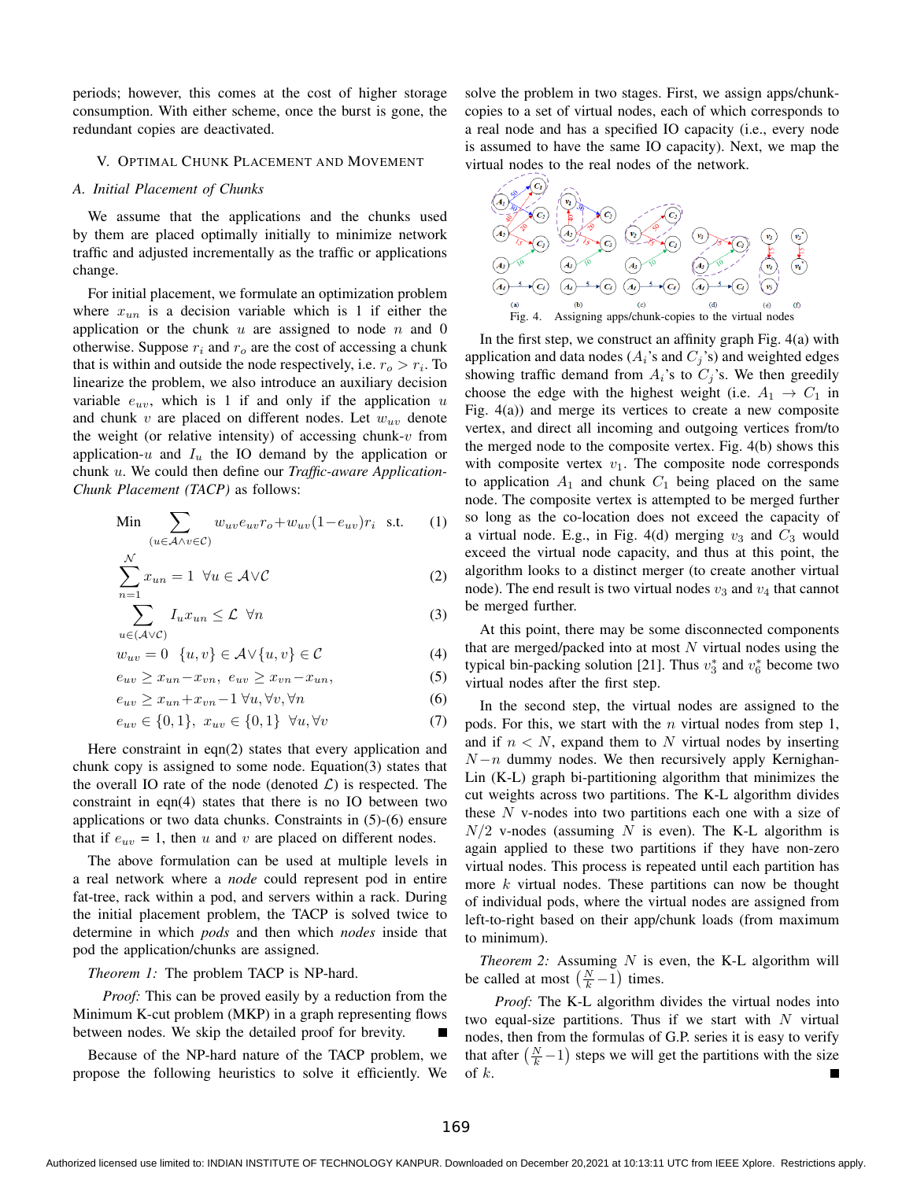periods; however, this comes at the cost of higher storage consumption. With either scheme, once the burst is gone, the redundant copies are deactivated.

## V. Optimal Chunk Placement and Movement

### A. Initial Placement of Chunks

We assume that the applications and the chunks used by them are placed optimally initially to minimize network traffic and adjusted incrementally as the traffic or applications change.

For initial placement, we formulate an optimization problem where $x_{un}$ is a decision variable which is 1 if either the application or the chunk $u$ are assigned to node $n$ and 0 otherwise. Suppose $r_i$ and $r_o$ are the cost of accessing a chunk that is within and outside the node respectively, i.e. $r_o > r_i$. To linearize the problem, we also introduce an auxiliary decision variable $e_{uv}$, which is 1 if and only if the application $u$ and chunk $v$ are placed on different nodes. Let $w_{uv}$ denote the weight (or relative intensity) of accessing chunk-$v$ from application-$u$ and $I_u$ the IO demand by the application or chunk $u$. We could then define our *Traffic-aware Application-Chunk Placement (TACP)* as follows:

$$\text{Min} \sum_{(u \in \mathcal{A} \wedge v \in \mathcal{C})} w_{uv} e_{uv} r_o + w_{uv}(1 - e_{uv}) r_i \quad \text{s.t.} \tag{1}$$

$$\sum_{n=1}^{\mathcal{N}} x_{un} = 1 \;\; \forall u \in \mathcal{A} \vee \mathcal{C} \tag{2}$$

$$\sum_{u \in (\mathcal{A} \vee \mathcal{C})} I_u x_{un} \leq \mathcal{L} \;\; \forall n \tag{3}$$

$$w_{uv} = 0 \;\; \{u, v\} \in \mathcal{A} \vee \{u, v\} \in \mathcal{C} \tag{4}$$

$$e_{uv} \geq x_{un} - x_{vn}, \; e_{uv} \geq x_{vn} - x_{un}, \tag{5}$$

$$e_{uv} \geq x_{un} + x_{vn} - 1 \; \forall u, \forall v, \forall n \tag{6}$$

$$e_{uv} \in \{0, 1\}, \;\; x_{uv} \in \{0, 1\} \;\; \forall u, \forall v \tag{7}$$

Here constraint in eqn(2) states that every application and chunk copy is assigned to some node. Equation(3) states that the overall IO rate of the node (denoted $\mathcal{L}$) is respected. The constraint in eqn(4) states that there is no IO between two applications or two data chunks. Constraints in (5)-(6) ensure that if $e_{uv}$ = 1, then $u$ and $v$ are placed on different nodes.

The above formulation can be used at multiple levels in a real network where a *node* could represent pod in entire fat-tree, rack within a pod, and servers within a rack. During the initial placement problem, the TACP is solved twice to determine in which *pods* and then which *nodes* inside that pod the application/chunks are assigned.

*Theorem 1:* The problem TACP is NP-hard.

*Proof:* This can be proved easily by a reduction from the Minimum K-cut problem (MKP) in a graph representing flows between nodes. We skip the detailed proof for brevity. ∎

Because of the NP-hard nature of the TACP problem, we propose the following heuristics to solve it efficiently. We solve the problem in two stages. First, we assign apps/chunk-copies to a set of virtual nodes, each of which corresponds to a real node and has a specified IO capacity (i.e., every node is assumed to have the same IO capacity). Next, we map the virtual nodes to the real nodes of the network.

Fig. 4. Assigning apps/chunk-copies to the virtual nodes

In the first step, we construct an affinity graph Fig. 4(a) with application and data nodes ($A_i$'s and $C_j$'s) and weighted edges showing traffic demand from $A_i$'s to $C_j$'s. We then greedily choose the edge with the highest weight (i.e. $A_1 \rightarrow C_1$ in Fig. 4(a)) and merge its vertices to create a new composite vertex, and direct all incoming and outgoing vertices from/to the merged node to the composite vertex. Fig. 4(b) shows this with composite vertex $v_1$. The composite node corresponds to application $A_1$ and chunk $C_1$ being placed on the same node. The composite vertex is attempted to be merged further so long as the co-location does not exceed the capacity of a virtual node. E.g., in Fig. 4(d) merging $v_3$ and $C_3$ would exceed the virtual node capacity, and thus at this point, the algorithm looks to a distinct merger (to create another virtual node). The end result is two virtual nodes $v_3$ and $v_4$ that cannot be merged further.

At this point, there may be some disconnected components that are merged/packed into at most $N$ virtual nodes using the typical bin-packing solution [21]. Thus $v_3^*$ and $v_6^*$ become two virtual nodes after the first step.

In the second step, the virtual nodes are assigned to the pods. For this, we start with the $n$ virtual nodes from step 1, and if $n < N$, expand them to $N$ virtual nodes by inserting $N - n$ dummy nodes. We then recursively apply Kernighan-Lin (K-L) graph bi-partitioning algorithm that minimizes the cut weights across two partitions. The K-L algorithm divides these $N$ v-nodes into two partitions each one with a size of $N/2$ v-nodes (assuming $N$ is even). The K-L algorithm is again applied to these two partitions if they have non-zero virtual nodes. This process is repeated until each partition has more $k$ virtual nodes. These partitions can now be thought of individual pods, where the virtual nodes are assigned from left-to-right based on their app/chunk loads (from maximum to minimum).

*Theorem 2:* Assuming $N$ is even, the K-L algorithm will be called at most $\left(\frac{N}{k} - 1\right)$ times.

*Proof:* The K-L algorithm divides the virtual nodes into two equal size partitions. Thus if we start with $N$ virtual nodes, then from the formulas of G.P. series it is easy to verify that after $\left(\frac{N}{k} - 1\right)$ steps we will get the partitions with the size of $k$. ∎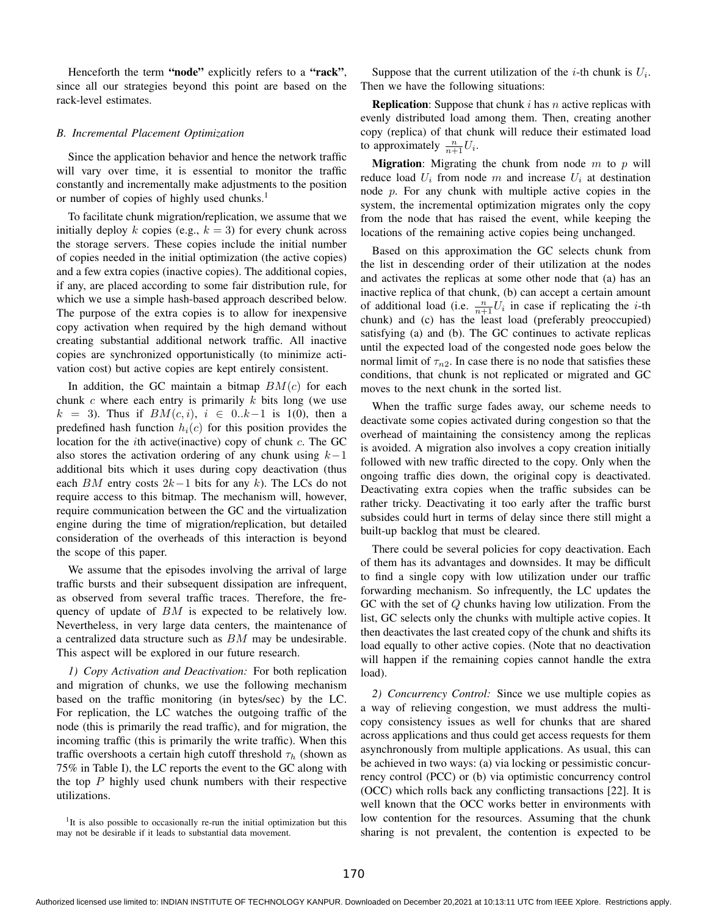Henceforth the term **"node"** explicitly refers to a **"rack"**, since all our strategies beyond this point are based on the rack-level estimates.

### *B. Incremental Placement Optimization*

Since the application behavior and hence the network traffic will vary over time, it is essential to monitor the traffic constantly and incrementally make adjustments to the position or number of copies of highly used chunks.[1]

To facilitate chunk migration/replication, we assume that we initially deploy $k$ copies (e.g., $k = 3$) for every chunk across the storage servers. These copies include the initial number of copies needed in the initial optimization (the active copies) and a few extra copies (inactive copies). The additional copies, if any, are placed according to some fair distribution rule, for which we use a simple hash-based approach described below. The purpose of the extra copies is to allow for inexpensive copy activation when required by the high demand without creating substantial additional network traffic. All inactive copies are synchronized opportunistically (to minimize activation cost) but active copies are kept entirely consistent.

In addition, the GC maintain a bitmap $BM(c)$ for each chunk $c$ where each entry is primarily $k$ bits long (we use $k = 3$). Thus if $BM(c, i)$, $i \in 0..k-1$ is 1(0), then a predefined hash function $h_i(c)$ for this position provides the location for the $i$th active(inactive) copy of chunk $c$. The GC also stores the activation ordering of any chunk using $k-1$ additional bits which it uses during copy deactivation (thus each $BM$ entry costs $2k-1$ bits for any $k$). The LCs do not require access to this bitmap. The mechanism will, however, require communication between the GC and the virtualization engine during the time of migration/replication, but detailed consideration of the overheads of this interaction is beyond the scope of this paper.

We assume that the episodes involving the arrival of large traffic bursts and their subsequent dissipation are infrequent, as observed from several traffic traces. Therefore, the frequency of update of $BM$ is expected to be relatively low. Nevertheless, in very large data centers, the maintenance of a centralized data structure such as $BM$ may be undesirable. This aspect will be explored in our future research.

*1) Copy Activation and Deactivation:* For both replication and migration of chunks, we use the following mechanism based on the traffic monitoring (in bytes/sec) by the LC. For replication, the LC watches the outgoing traffic of the node (this is primarily the read traffic), and for migration, the incoming traffic (this is primarily the write traffic). When this traffic overshoots a certain high cutoff threshold $\tau_h$ (shown as 75% in Table I), the LC reports the event to the GC along with the top $P$ highly used chunk numbers with their respective utilizations.

Suppose that the current utilization of the $i$-th chunk is $U_i$. Then we have the following situations:

**Replication**: Suppose that chunk $i$ has $n$ active replicas with evenly distributed load among them. Then, creating another copy (replica) of that chunk will reduce their estimated load to approximately $\frac{n}{n+1}U_i$.

**Migration**: Migrating the chunk from node $m$ to $p$ will reduce load $U_i$ from node $m$ and increase $U_i$ at destination node $p$. For any chunk with multiple active copies in the system, the incremental optimization migrates only the copy from the node that has raised the event, while keeping the locations of the remaining active copies being unchanged.

Based on this approximation the GC selects chunk from the list in descending order of their utilization at the nodes and activates the replicas at some other node that (a) has an inactive replica of that chunk, (b) can accept a certain amount of additional load (i.e. $\frac{n}{n+1}U_i$ in case if replicating the $i$-th chunk) and (c) has the least load (preferably preoccupied) satisfying (a) and (b). The GC continues to activate replicas until the expected load of the congested node goes below the normal limit of $\tau_{n2}$. In case there is no node that satisfies these conditions, that chunk is not replicated or migrated and GC moves to the next chunk in the sorted list.

When the traffic surge fades away, our scheme needs to deactivate some copies activated during congestion so that the overhead of maintaining the consistency among the replicas is avoided. A migration also involves a copy creation initially followed with new traffic directed to the copy. Only when the ongoing traffic dies down, the original copy is deactivated. Deactivating extra copies when the traffic subsides can be rather tricky. Deactivating it too early after the traffic burst subsides could hurt in terms of delay since there still might a built-up backlog that must be cleared.

There could be several policies for copy deactivation. Each of them has its advantages and downsides. It may be difficult to find a single copy with low utilization under our traffic forwarding mechanism. So infrequently, the LC updates the GC with the set of $Q$ chunks having low utilization. From the list, GC selects only the chunks with multiple active copies. It then deactivates the last created copy of the chunk and shifts its load equally to other active copies. (Note that no deactivation will happen if the remaining copies cannot handle the extra load).

*2) Concurrency Control:* Since we use multiple copies as a way of relieving congestion, we must address the multi-copy consistency issues as well for chunks that are shared across applications and thus could get access requests for them asynchronously from multiple applications. As usual, this can be achieved in two ways: (a) via locking or pessimistic concurrency control (PCC) or (b) via optimistic concurrency control (OCC) which rolls back any conflicting transactions [22]. It is well known that the OCC works better in environments with low contention for the resources. Assuming that the chunk sharing is not prevalent, the contention is expected to be

[1] It is also possible to occasionally re-run the initial optimization but this may not be desirable if it leads to substantial data movement.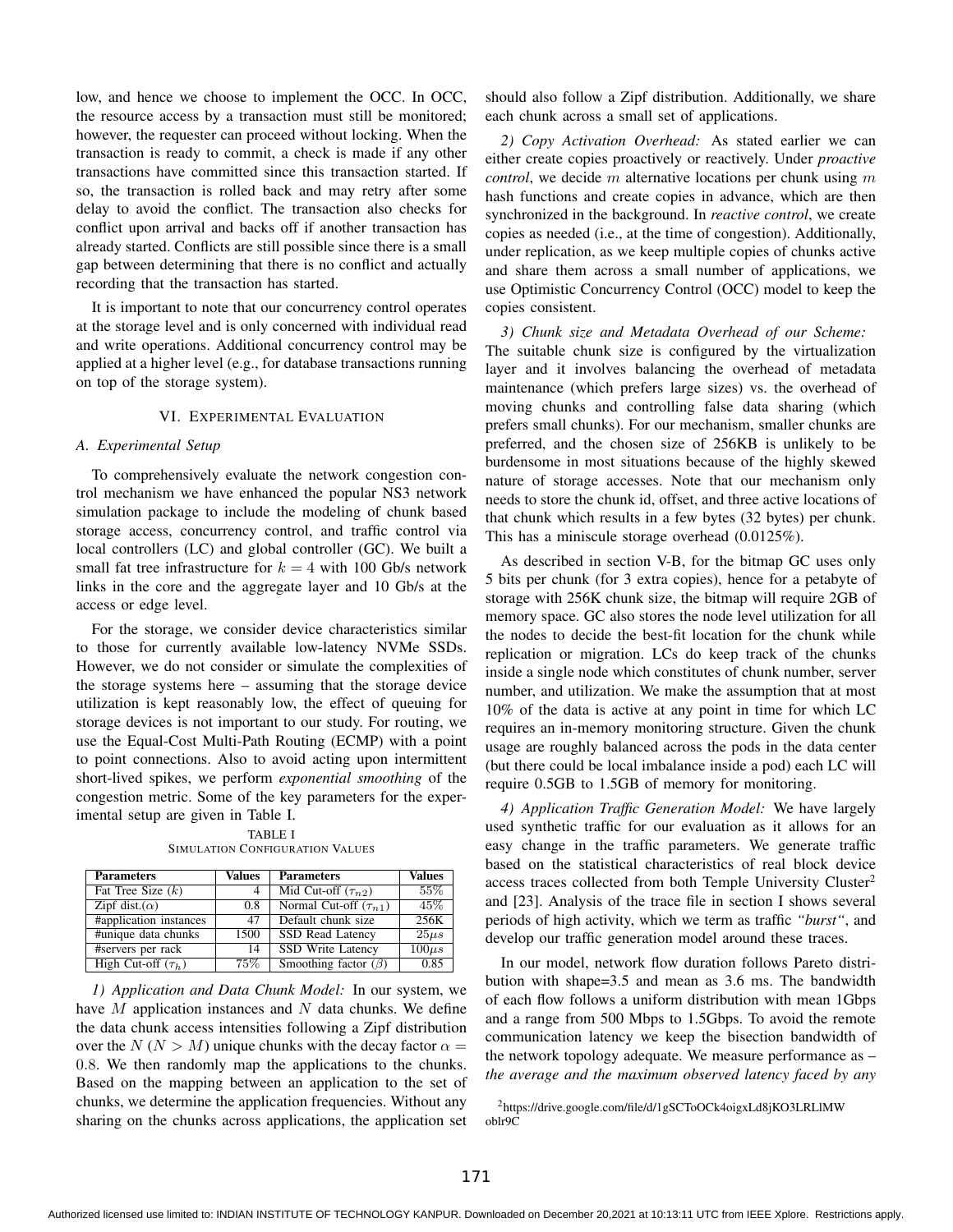low, and hence we choose to implement the OCC. In OCC, the resource access by a transaction must still be monitored; however, the requester can proceed without locking. When the transaction is ready to commit, a check is made if any other transactions have committed since this transaction started. If so, the transaction is rolled back and may retry after some delay to avoid the conflict. The transaction also checks for conflict upon arrival and backs off if another transaction has already started. Conflicts are still possible since there is a small gap between determining that there is no conflict and actually recording that the transaction has started.

It is important to note that our concurrency control operates at the storage level and is only concerned with individual read and write operations. Additional concurrency control may be applied at a higher level (e.g., for database transactions running on top of the storage system).

## VI. Experimental Evaluation

### A. Experimental Setup

To comprehensively evaluate the network congestion control mechanism we have enhanced the popular NS3 network simulation package to include the modeling of chunk based storage access, concurrency control, and traffic control via local controllers (LC) and global controller (GC). We built a small fat tree infrastructure for $k = 4$ with 100 Gb/s network links in the core and the aggregate layer and 10 Gb/s at the access or edge level.

For the storage, we consider device characteristics similar to those for currently available low-latency NVMe SSDs. However, we do not consider or simulate the complexities of the storage systems here – assuming that the storage device utilization is kept reasonably low, the effect of queuing for storage devices is not important to our study. For routing, we use the Equal-Cost Multi-Path Routing (ECMP) with a point to point connections. Also to avoid acting upon intermittent short-lived spikes, we perform *exponential smoothing* of the congestion metric. Some of the key parameters for the experimental setup are given in Table I.

TABLE I
Simulation Configuration Values

| Parameters | Values | Parameters | Values |
|---|---|---|---|
| Fat Tree Size ($k$) | 4 | Mid Cut-off ($\tau_{n2}$) | 55% |
| Zipf dist.($\alpha$) | 0.8 | Normal Cut-off ($\tau_{n1}$) | 45% |
| #application instances | 47 | Default chunk size | 256K |
| #unique data chunks | 1500 | SSD Read Latency | $25\mu s$ |
| #servers per rack | 14 | SSD Write Latency | $100\mu s$ |
| High Cut-off ($\tau_h$) | 75% | Smoothing factor ($\beta$) | 0.85 |

*1) Application and Data Chunk Model:* In our system, we have $M$ application instances and $N$ data chunks. We define the data chunk access intensities following a Zipf distribution over the $N$ ($N > M$) unique chunks with the decay factor $\alpha = 0.8$. We then randomly map the applications to the chunks. Based on the mapping between an application to the set of chunks, we determine the application frequencies. Without any sharing on the chunks across applications, the application set should also follow a Zipf distribution. Additionally, we share each chunk across a small set of applications.

*2) Copy Activation Overhead:* As stated earlier we can either create copies proactively or reactively. Under *proactive control*, we decide $m$ alternative locations per chunk using $m$ hash functions and create copies in advance, which are then synchronized in the background. In *reactive control*, we create copies as needed (i.e., at the time of congestion). Additionally, under replication, as we keep multiple copies of chunks active and share them across a small number of applications, we use Optimistic Concurrency Control (OCC) model to keep the copies consistent.

*3) Chunk size and Metadata Overhead of our Scheme:* The suitable chunk size is configured by the virtualization layer and it involves balancing the overhead of metadata maintenance (which prefers large sizes) vs. the overhead of moving chunks and controlling false data sharing (which prefers small chunks). For our mechanism, smaller chunks are preferred, and the chosen size of 256KB is unlikely to be burdensome in most situations because of the highly skewed nature of storage accesses. Note that our mechanism only needs to store the chunk id, offset, and three active locations of that chunk which results in a few bytes (32 bytes) per chunk. This has a miniscule storage overhead (0.0125%).

As described in section V-B, for the bitmap GC uses only 5 bits per chunk (for 3 extra copies), hence for a petabyte of storage with 256K chunk size, the bitmap will require 2GB of memory space. GC also stores the node level utilization for all the nodes to decide the best-fit location for the chunk while replication or migration. LCs do keep track of the chunks inside a single node which constitutes of chunk number, server number, and utilization. We make the assumption that at most 10% of the data is active at any point in time for which LC requires an in-memory monitoring structure. Given the chunk usage are roughly balanced across the pods in the data center (but there could be local imbalance inside a pod) each LC will require 0.5GB to 1.5GB of memory for monitoring.

*4) Application Traffic Generation Model:* We have largely used synthetic traffic for our evaluation as it allows for an easy change in the traffic parameters. We generate traffic based on the statistical characteristics of real block device access traces collected from both Temple University Cluster[2] and [23]. Analysis of the trace file in section I shows several periods of high activity, which we term as traffic *"burst"*, and develop our traffic generation model around these traces.

In our model, network flow duration follows Pareto distribution with shape=3.5 and mean as 3.6 ms. The bandwidth of each flow follows a uniform distribution with mean 1Gbps and a range from 500 Mbps to 1.5Gbps. To avoid the remote communication latency we keep the bisection bandwidth of the network topology adequate. We measure performance as – *the average and the maximum observed latency faced by any*

[2]https://drive.google.com/file/d/1gSCToOCk4oigxLd8jKO3LRLlMWoblr9C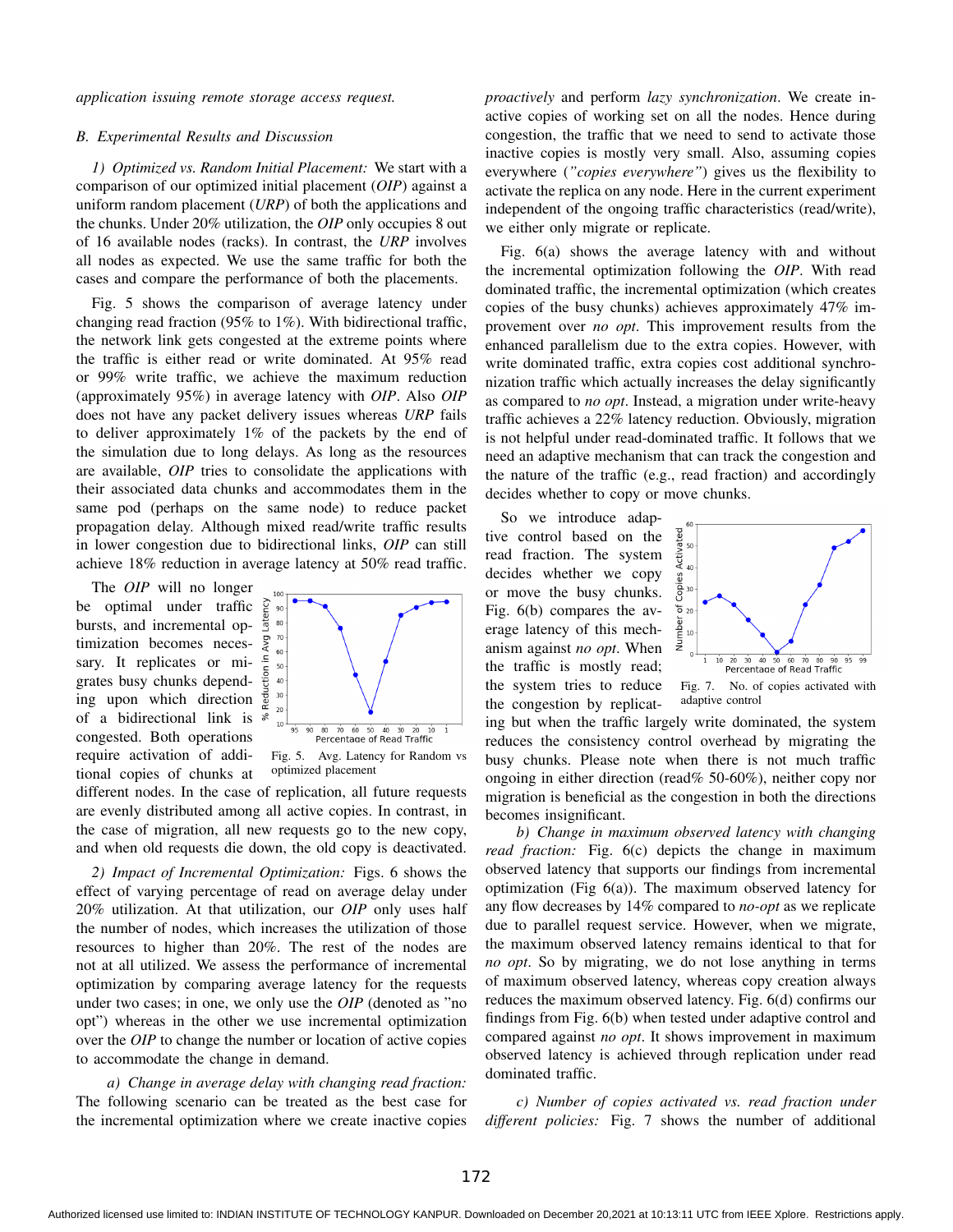*application issuing remote storage access request.*

### B. Experimental Results and Discussion

*1) Optimized vs. Random Initial Placement:* We start with a comparison of our optimized initial placement (*OIP*) against a uniform random placement (*URP*) of both the applications and the chunks. Under 20% utilization, the *OIP* only occupies 8 out of 16 available nodes (racks). In contrast, the *URP* involves all nodes as expected. We use the same traffic for both the cases and compare the performance of both the placements.

Fig. 5 shows the comparison of average latency under changing read fraction (95% to 1%). With bidirectional traffic, the network link gets congested at the extreme points where the traffic is either read or write dominated. At 95% read or 99% write traffic, we achieve the maximum reduction (approximately 95%) in average latency with *OIP*. Also *OIP* does not have any packet delivery issues whereas *URP* fails to deliver approximately 1% of the packets by the end of the simulation due to long delays. As long as the resources are available, *OIP* tries to consolidate the applications with their associated data chunks and accommodates them in the same pod (perhaps on the same node) to reduce packet propagation delay. Although mixed read/write traffic results in lower congestion due to bidirectional links, *OIP* can still achieve 18% reduction in average latency at 50% read traffic.

Fig. 5. Avg. Latency for Random vs optimized placement

The *OIP* will no longer be optimal under traffic bursts, and incremental optimization becomes necessary. It replicates or migrates busy chunks depending upon which direction of a bidirectional link is congested. Both operations require activation of additional copies of chunks at different nodes. In the case of replication, all future requests are evenly distributed among all active copies. In contrast, in the case of migration, all new requests go to the new copy, and when old requests die down, the old copy is deactivated.

*2) Impact of Incremental Optimization:* Figs. 6 shows the effect of varying percentage of read on average delay under 20% utilization. At that utilization, our *OIP* only uses half the number of nodes, which increases the utilization of those resources to higher than 20%. The rest of the nodes are not at all utilized. We assess the performance of incremental optimization by comparing average latency for the requests under two cases; in one, we only use the *OIP* (denoted as "no opt") whereas in the other we use incremental optimization over the *OIP* to change the number or location of active copies to accommodate the change in demand.

*a) Change in average delay with changing read fraction:* The following scenario can be treated as the best case for the incremental optimization where we create inactive copies *proactively* and perform *lazy synchronization*. We create inactive copies of working set on all the nodes. Hence during congestion, the traffic that we need to send to activate those inactive copies is mostly very small. Also, assuming copies everywhere (*"copies everywhere"*) gives us the flexibility to activate the replica on any node. Here in the current experiment independent of the ongoing traffic characteristics (read/write), we either only migrate or replicate.

Fig. 6(a) shows the average latency with and without the incremental optimization following the *OIP*. With read dominated traffic, the incremental optimization (which creates copies of the busy chunks) achieves approximately 47% improvement over *no opt*. This improvement results from the enhanced parallelism due to the extra copies. However, with write dominated traffic, extra copies cost additional synchronization traffic which actually increases the delay significantly as compared to *no opt*. Instead, a migration under write-heavy traffic achieves a 22% latency reduction. Obviously, migration is not helpful under read-dominated traffic. It follows that we need an adaptive mechanism that can track the congestion and the nature of the traffic (e.g., read fraction) and accordingly decides whether to copy or move chunks.

So we introduce adaptive control based on the read fraction. The system decides whether we copy or move the busy chunks. Fig. 6(b) compares the average latency of this mechanism against *no opt*. When the traffic is mostly read; the system tries to reduce the congestion by replicating but when the traffic largely write dominated, the system reduces the consistency control overhead by migrating the busy chunks. Please note when there is not much traffic ongoing in either direction (read% 50-60%), neither copy nor migration is beneficial as the congestion in both the directions becomes insignificant.

Fig. 7. No. of copies activated with adaptive control

*b) Change in maximum observed latency with changing read fraction:* Fig. 6(c) depicts the change in maximum observed latency that supports our findings from incremental optimization (Fig 6(a)). The maximum observed latency for any flow decreases by 14% compared to *no-opt* as we replicate due to parallel request service. However, when we migrate, the maximum observed latency remains identical to that for *no opt*. So by migrating, we do not lose anything in terms of maximum observed latency, whereas copy creation always reduces the maximum observed latency. Fig. 6(d) confirms our findings from Fig. 6(b) when tested under adaptive control and compared against *no opt*. It shows improvement in maximum observed latency is achieved through replication under read dominated traffic.

*c) Number of copies activated vs. read fraction under different policies:* Fig. 7 shows the number of additional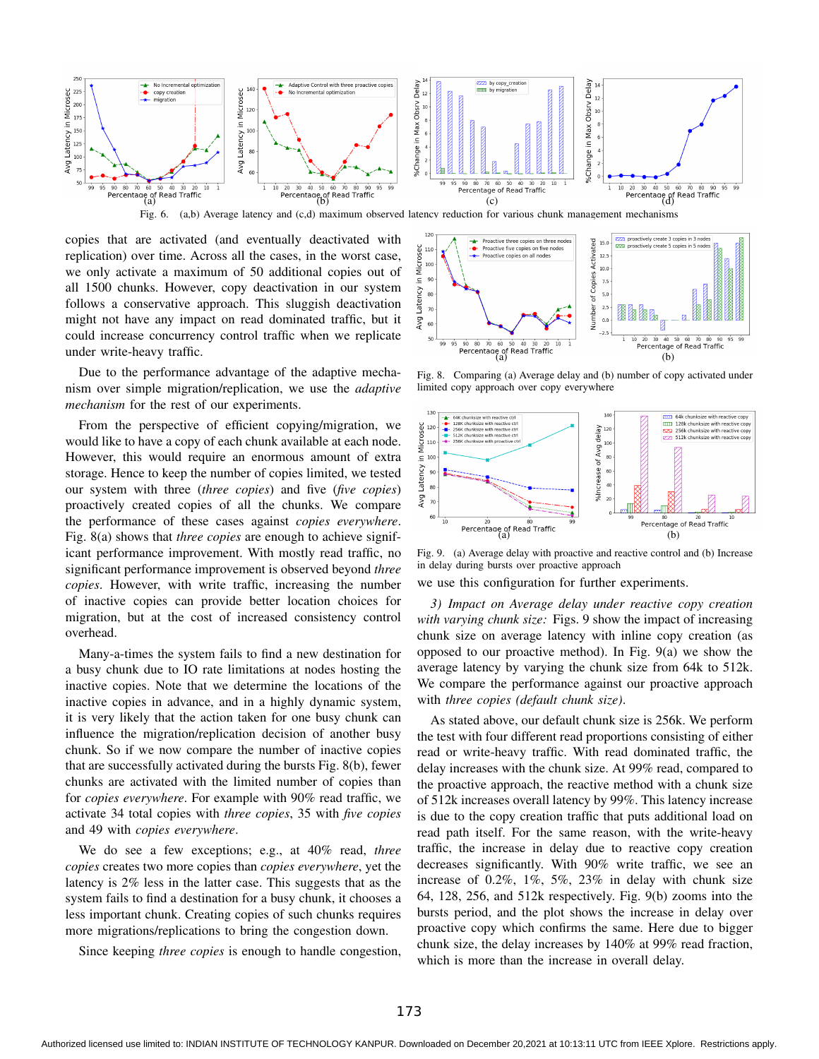Fig. 6. (a,b) Average latency and (c,d) maximum observed latency reduction for various chunk management mechanisms

copies that are activated (and eventually deactivated with replication) over time. Across all the cases, in the worst case, we only activate a maximum of 50 additional copies out of all 1500 chunks. However, copy deactivation in our system follows a conservative approach. This sluggish deactivation might not have any impact on read dominated traffic, but it could increase concurrency control traffic when we replicate under write-heavy traffic.

Due to the performance advantage of the adaptive mechanism over simple migration/replication, we use the *adaptive mechanism* for the rest of our experiments.

From the perspective of efficient copying/migration, we would like to have a copy of each chunk available at each node. However, this would require an enormous amount of extra storage. Hence to keep the number of copies limited, we tested our system with three (*three copies*) and five (*five copies*) proactively created copies of all the chunks. We compare the performance of these cases against *copies everywhere*. Fig. 8(a) shows that *three copies* are enough to achieve significant performance improvement. With mostly read traffic, no significant performance improvement is observed beyond *three copies*. However, with write traffic, increasing the number of inactive copies can provide better location choices for migration, but at the cost of increased consistency control overhead.

Many-a-times the system fails to find a new destination for a busy chunk due to IO rate limitations at nodes hosting the inactive copies. Note that we determine the locations of the inactive copies in advance, and in a highly dynamic system, it is very likely that the action taken for one busy chunk can influence the migration/replication decision of another busy chunk. So if we now compare the number of inactive copies that are successfully activated during the bursts Fig. 8(b), fewer chunks are activated with the limited number of copies than for *copies everywhere*. For example with 90% read traffic, we activate 34 total copies with *three copies*, 35 with *five copies* and 49 with *copies everywhere*.

We do see a few exceptions; e.g., at 40% read, *three copies* creates two more copies than *copies everywhere*, yet the latency is 2% less in the latter case. This suggests that as the system fails to find a destination for a busy chunk, it chooses a less important chunk. Creating copies of such chunks requires more migrations/replications to bring the congestion down.

Since keeping *three copies* is enough to handle congestion, we use this configuration for further experiments.

Fig. 8. Comparing (a) Average delay and (b) number of copy activated under limited copy approach over copy everywhere

Fig. 9. (a) Average delay with proactive and reactive control and (b) Increase in delay during bursts over proactive approach

*3) Impact on Average delay under reactive copy creation with varying chunk size:* Figs. 9 show the impact of increasing chunk size on average latency with inline copy creation (as opposed to our proactive method). In Fig. 9(a) we show the average latency by varying the chunk size from 64k to 512k. We compare the performance against our proactive approach with *three copies (default chunk size)*.

As stated above, our default chunk size is 256k. We perform the test with four different read proportions consisting of either read or write-heavy traffic. With read dominated traffic, the delay increases with the chunk size. At 99% read, compared to the proactive approach, the reactive method with a chunk size of 512k increases overall latency by 99%. This latency increase is due to the copy creation traffic that puts additional load on read path itself. For the same reason, with the write-heavy traffic, the increase in delay due to reactive copy creation decreases significantly. With 90% write traffic, we see an increase of 0.2%, 1%, 5%, 23% in delay with chunk size 64, 128, 256, and 512k respectively. Fig. 9(b) zooms into the bursts period, and the plot shows the increase in delay over proactive copy which confirms the same. Here due to bigger chunk size, the delay increases by 140% at 99% read fraction, which is more than the increase in overall delay.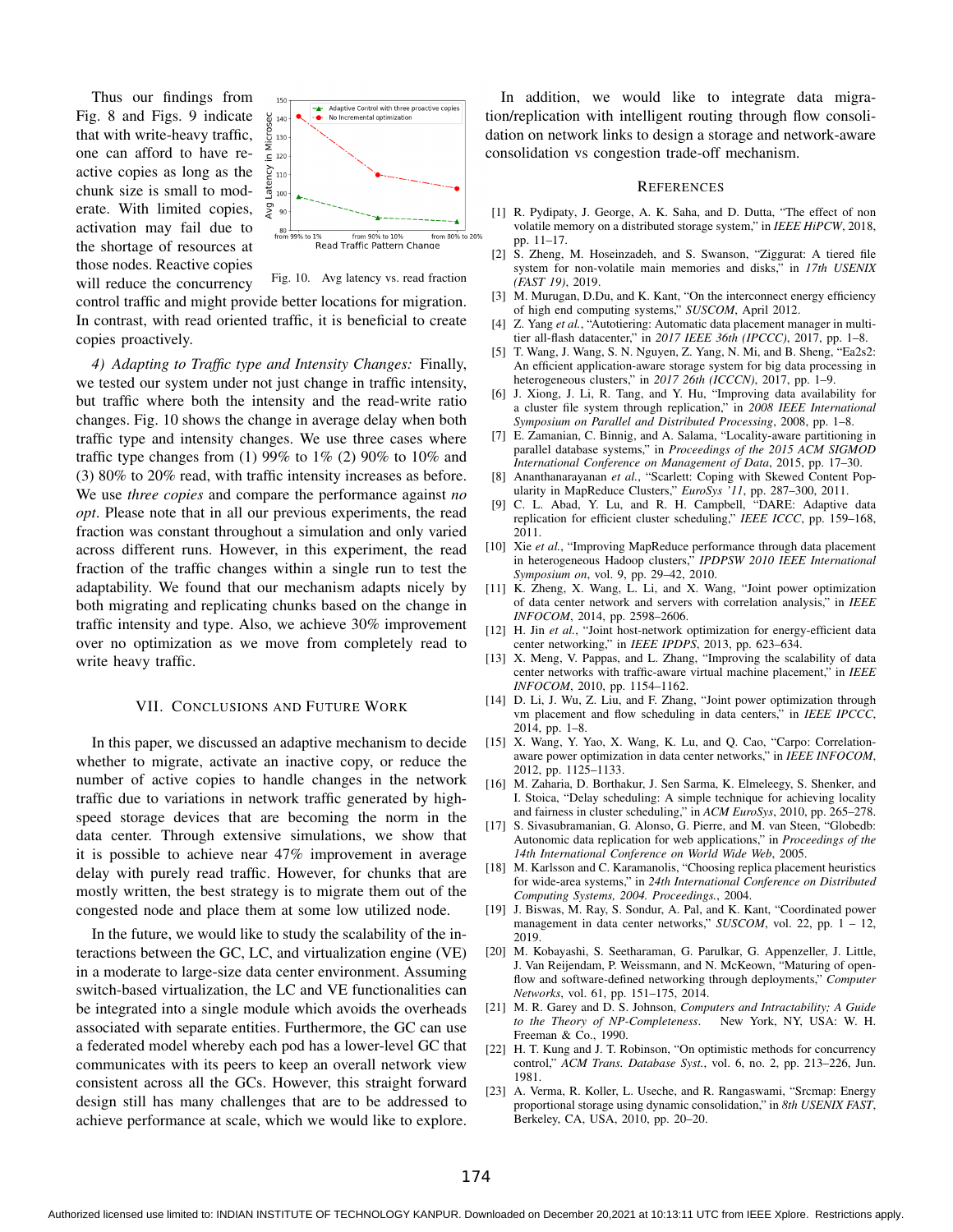Thus our findings from Fig. 8 and Figs. 9 indicate that with write-heavy traffic, one can afford to have reactive copies as long as the chunk size is small to moderate. With limited copies, activation may fail due to the shortage of resources at those nodes. Reactive copies will reduce the concurrency control traffic and might provide better locations for migration. In contrast, with read oriented traffic, it is beneficial to create copies proactively.

Adaptive Control with three proactive copies
No Incremental optimization
Avg Latency in Microsec
150
140
130
120
110
100
90
80
from 99% to 1%
from 90% to 10%
from 80% to 20%
Read Traffic Pattern Change

Fig. 10. Avg latency vs. read fraction

*4) Adapting to Traffic type and Intensity Changes:* Finally, we tested our system under not just change in traffic intensity, but traffic where both the intensity and the read-write ratio changes. Fig. 10 shows the change in average delay when both traffic type and intensity changes. We use three cases where traffic type changes from (1) 99% to 1% (2) 90% to 10% and (3) 80% to 20% read, with traffic intensity increases as before. We use *three copies* and compare the performance against *no opt*. Please note that in all our previous experiments, the read fraction was constant throughout a simulation and only varied across different runs. However, in this experiment, the read fraction of the traffic changes within a single run to test the adaptability. We found that our mechanism adapts nicely by both migrating and replicating chunks based on the change in traffic intensity and type. Also, we achieve 30% improvement over no optimization as we move from completely read to write heavy traffic.

## VII. Conclusions and Future Work

In this paper, we discussed an adaptive mechanism to decide whether to migrate, activate an inactive copy, or reduce the number of active copies to handle changes in the network traffic due to variations in network traffic generated by high-speed storage devices that are becoming the norm in the data center. Through extensive simulations, we show that it is possible to achieve near 47% improvement in average delay with purely read traffic. However, for chunks that are mostly written, the best strategy is to migrate them out of the congested node and place them at some low utilized node.

In the future, we would like to study the scalability of the interactions between the GC, LC, and virtualization engine (VE) in a moderate to large-size data center environment. Assuming switch-based virtualization, the LC and VE functionalities can be integrated into a single module which avoids the overheads associated with separate entities. Furthermore, the GC can use a federated model whereby each pod has a lower-level GC that communicates with its peers to keep an overall network view consistent across all the GCs. However, this straight forward design still has many challenges that are to be addressed to achieve performance at scale, which we would like to explore.

In addition, we would like to integrate data migration/replication with intelligent routing through flow consolidation on network links to design a storage and network-aware consolidation vs congestion trade-off mechanism.

## References

[1] R. Pydipaty, J. George, A. K. Saha, and D. Dutta, "The effect of non volatile memory on a distributed storage system," in *IEEE HiPCW*, 2018, pp. 11–17.

[2] S. Zheng, M. Hoseinzadeh, and S. Swanson, "Ziggurat: A tiered file system for non-volatile main memories and disks," in *17th USENIX (FAST 19)*, 2019.

[3] M. Murugan, D.Du, and K. Kant, "On the interconnect energy efficiency of high end computing systems," *SUSCOM*, April 2012.

[4] Z. Yang *et al.*, "Autotiering: Automatic data placement manager in multi-tier all-flash datacenter," in *2017 IEEE 36th (IPCCC)*, 2017, pp. 1–8.

[5] T. Wang, J. Wang, S. N. Nguyen, Z. Yang, N. Mi, and B. Sheng, "Ea2s2: An efficient application-aware storage system for big data processing in heterogeneous clusters," in *2017 26th (ICCCN)*, 2017, pp. 1–9.

[6] J. Xiong, J. Li, R. Tang, and Y. Hu, "Improving data availability for a cluster file system through replication," in *2008 IEEE International Symposium on Parallel and Distributed Processing*, 2008, pp. 1–8.

[7] E. Zamanian, C. Binnig, and A. Salama, "Locality-aware partitioning in parallel database systems," in *Proceedings of the 2015 ACM SIGMOD International Conference on Management of Data*, 2015, pp. 17–30.

[8] Ananthanarayanan *et al.*, "Scarlett: Coping with Skewed Content Popularity in MapReduce Clusters," *EuroSys '11*, pp. 287–300, 2011.

[9] C. L. Abad, Y. Lu, and R. H. Campbell, "DARE: Adaptive data replication for efficient cluster scheduling," *IEEE ICCC*, pp. 159–168, 2011.

[10] Xie *et al.*, "Improving MapReduce performance through data placement in heterogeneous Hadoop clusters," *IPDPSW 2010 IEEE International Symposium on*, vol. 9, pp. 29–42, 2010.

[11] K. Zheng, X. Wang, L. Li, and X. Wang, "Joint power optimization of data center network and servers with correlation analysis," in *IEEE INFOCOM*, 2014, pp. 2598–2606.

[12] H. Jin *et al.*, "Joint host-network optimization for energy-efficient data center networking," in *IEEE IPDPS*, 2013, pp. 623–634.

[13] X. Meng, V. Pappas, and L. Zhang, "Improving the scalability of data center networks with traffic-aware virtual machine placement," in *IEEE INFOCOM*, 2010, pp. 1154–1162.

[14] D. Li, J. Wu, Z. Liu, and F. Zhang, "Joint power optimization through vm placement and flow scheduling in data centers," in *IEEE IPCCC*, 2014, pp. 1–8.

[15] X. Wang, Y. Yao, X. Wang, K. Lu, and Q. Cao, "Carpo: Correlation-aware power optimization in data center networks," in *IEEE INFOCOM*, 2012, pp. 1125–1133.

[16] M. Zaharia, D. Borthakur, J. Sen Sarma, K. Elmeleegy, S. Shenker, and I. Stoica, "Delay scheduling: A simple technique for achieving locality and fairness in cluster scheduling," in *ACM EuroSys*, 2010, pp. 265–278.

[17] S. Sivasubramanian, G. Alonso, G. Pierre, and M. van Steen, "Globedb: Autonomic data replication for web applications," in *Proceedings of the 14th International Conference on World Wide Web*, 2005.

[18] M. Karlsson and C. Karamanolis, "Choosing replica placement heuristics for wide-area systems," in *24th International Conference on Distributed Computing Systems, 2004. Proceedings.*, 2004.

[19] J. Biswas, M. Ray, S. Sondur, A. Pal, and K. Kant, "Coordinated power management in data center networks," *SUSCOM*, vol. 22, pp. 1 – 12, 2019.

[20] M. Kobayashi, S. Seetharaman, G. Parulkar, G. Appenzeller, J. Little, J. Van Reijendam, P. Weissmann, and N. McKeown, "Maturing of openflow and software-defined networking through deployments," *Computer Networks*, vol. 61, pp. 151–175, 2014.

[21] M. R. Garey and D. S. Johnson, *Computers and Intractability; A Guide to the Theory of NP-Completeness*. New York, NY, USA: W. H. Freeman & Co., 1990.

[22] H. T. Kung and J. T. Robinson, "On optimistic methods for concurrency control," *ACM Trans. Database Syst.*, vol. 6, no. 2, pp. 213–226, Jun. 1981.

[23] A. Verma, R. Koller, L. Useche, and R. Rangaswami, "Srcmap: Energy proportional storage using dynamic consolidation," in *8th USENIX FAST*, Berkeley, CA, USA, 2010, pp. 20–20.